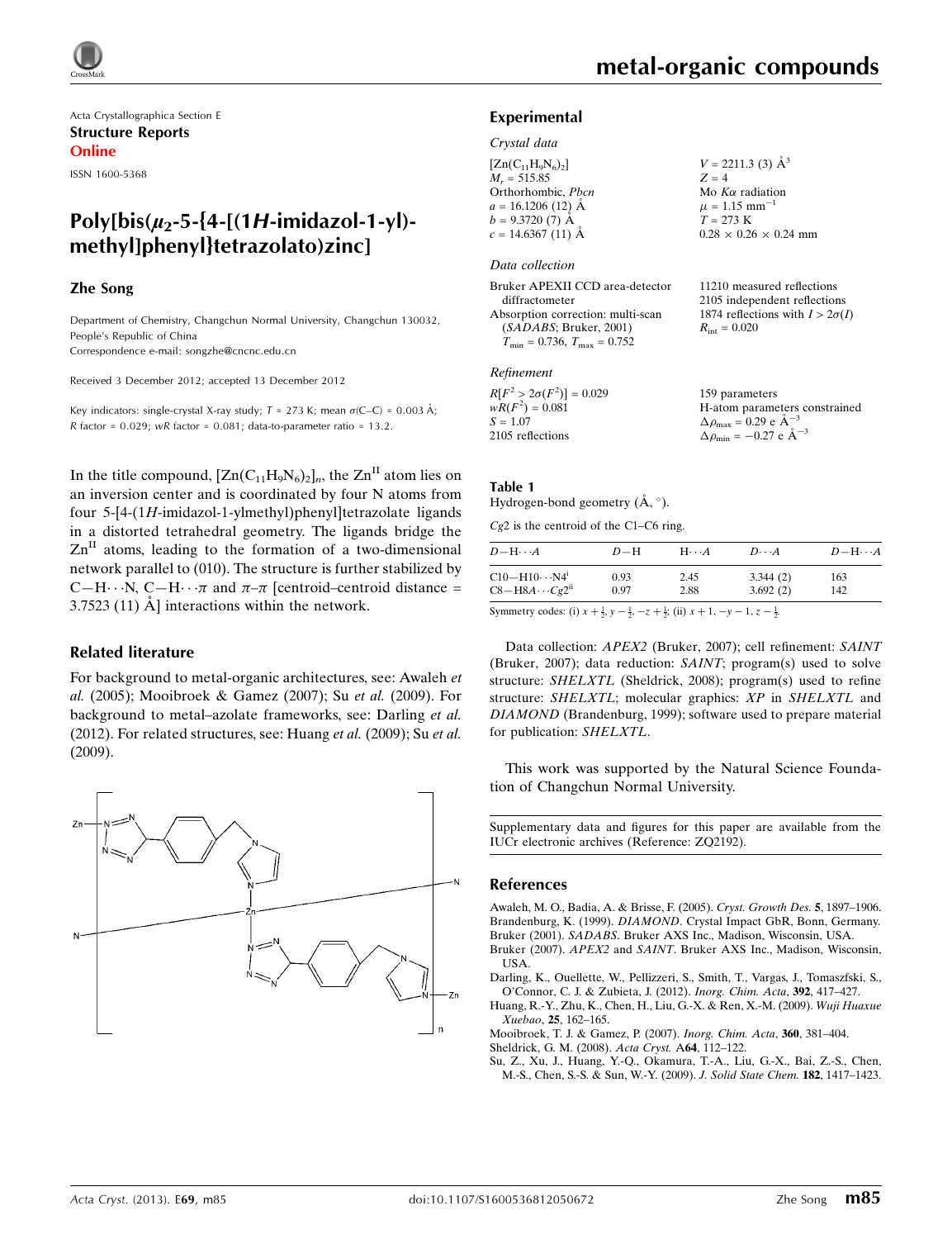Acta Crystallographica Section E
**Structure Reports Online**
ISSN 1600-5368

# Poly[bis($\mu_2$-5-{4-[(1*H*-imidazol-1-yl)-methyl]phenyl}tetrazolato)zinc]

**Zhe Song**

Department of Chemistry, Changchun Normal University, Changchun 130032, People's Republic of China
Correspondence e-mail: songzhe@cncnc.edu.cn

Received 3 December 2012; accepted 13 December 2012

Key indicators: single-crystal X-ray study; $T$ = 273 K; mean $\sigma$(C–C) = 0.003 Å; $R$ factor = 0.029; $wR$ factor = 0.081; data-to-parameter ratio = 13.2.

In the title compound, $[Zn(C_{11}H_9N_6)_2]_n$, the $Zn^{II}$ atom lies on an inversion center and is coordinated by four N atoms from four 5-[4-(1*H*-imidazol-1-ylmethyl)phenyl]tetrazolate ligands in a distorted tetrahedral geometry. The ligands bridge the $Zn^{II}$ atoms, leading to the formation of a two-dimensional network parallel to (010). The structure is further stabilized by C—H$\cdots$N, C—H$\cdots\pi$ and $\pi$–$\pi$ [centroid–centroid distance = 3.7523 (11) Å] interactions within the network.

## Related literature

For background to metal-organic architectures, see: Awaleh *et al.* (2005); Mooibroek & Gamez (2007); Su *et al.* (2009). For background to metal–azolate frameworks, see: Darling *et al.* (2012). For related structures, see: Huang *et al.* (2009); Su *et al.* (2009).

## Experimental

### Crystal data

$[Zn(C_{11}H_9N_6)_2]$
$M_r$ = 515.85
Orthorhombic, *Pbcn*
$a$ = 16.1206 (12) Å
$b$ = 9.3720 (7) Å
$c$ = 14.6367 (11) Å
$V$ = 2211.3 (3) Å$^3$
$Z$ = 4
Mo $K\alpha$ radiation
$\mu$ = 1.15 mm$^{-1}$
$T$ = 273 K
0.28 × 0.26 × 0.24 mm

### Data collection

Bruker APEXII CCD area-detector diffractometer
Absorption correction: multi-scan (*SADABS*; Bruker, 2001)
$T_{min}$ = 0.736, $T_{max}$ = 0.752
11210 measured reflections
2105 independent reflections
1874 reflections with $I > 2\sigma(I)$
$R_{int}$ = 0.020

### Refinement

$R[F^2 > 2\sigma(F^2)]$ = 0.029
$wR(F^2)$ = 0.081
$S$ = 1.07
2105 reflections
159 parameters
H-atom parameters constrained
$\Delta\rho_{max}$ = 0.29 e Å$^{-3}$
$\Delta\rho_{min}$ = −0.27 e Å$^{-3}$

**Table 1**
Hydrogen-bond geometry (Å, °).

*Cg*2 is the centroid of the C1–C6 ring.

| $D$—H$\cdots A$ | $D$—H | H$\cdots A$ | $D\cdots A$ | $D$—H$\cdots A$ |
|---|---|---|---|---|
| C10—H10$\cdots$N4$^{i}$ | 0.93 | 2.45 | 3.344 (2) | 163 |
| C8—H8$A\cdots Cg2^{ii}$ | 0.97 | 2.88 | 3.692 (2) | 142 |

Symmetry codes: (i) $x+\frac{1}{2}, y-\frac{1}{2}, -z+\frac{1}{2}$; (ii) $x+1, -y-1, z-\frac{1}{2}$.

Data collection: *APEX2* (Bruker, 2007); cell refinement: *SAINT* (Bruker, 2007); data reduction: *SAINT*; program(s) used to solve structure: *SHELXTL* (Sheldrick, 2008); program(s) used to refine structure: *SHELXTL*; molecular graphics: *XP* in *SHELXTL* and *DIAMOND* (Brandenburg, 1999); software used to prepare material for publication: *SHELXTL*.

This work was supported by the Natural Science Foundation of Changchun Normal University.

Supplementary data and figures for this paper are available from the IUCr electronic archives (Reference: ZQ2192).

## References

Awaleh, M. O., Badia, A. & Brisse, F. (2005). *Cryst. Growth Des.* **5**, 1897–1906.
Brandenburg, K. (1999). *DIAMOND*. Crystal Impact GbR, Bonn, Germany.
Bruker (2001). *SADABS*. Bruker AXS Inc., Madison, Wisconsin, USA.
Bruker (2007). *APEX2* and *SAINT*. Bruker AXS Inc., Madison, Wisconsin, USA.
Darling, K., Ouellette, W., Pellizzeri, S., Smith, T., Vargas, J., Tomaszfski, S., O'Connor, C. J. & Zubieta, J. (2012). *Inorg. Chim. Acta*, **392**, 417–427.
Huang, R.-Y., Zhu, K., Chen, H., Liu, G.-X. & Ren, X.-M. (2009). *Wuji Huaxue Xuebao*, **25**, 162–165.
Mooibroek, T. J. & Gamez, P. (2007). *Inorg. Chim. Acta*, **360**, 381–404.
Sheldrick, G. M. (2008). *Acta Cryst.* A**64**, 112–122.
Su, Z., Xu, J., Huang, Y.-Q., Okamura, T.-A., Liu, G.-X., Bai, Z.-S., Chen, M.-S., Chen, S.-S. & Sun, W.-Y. (2009). *J. Solid State Chem.* **182**, 1417–1423.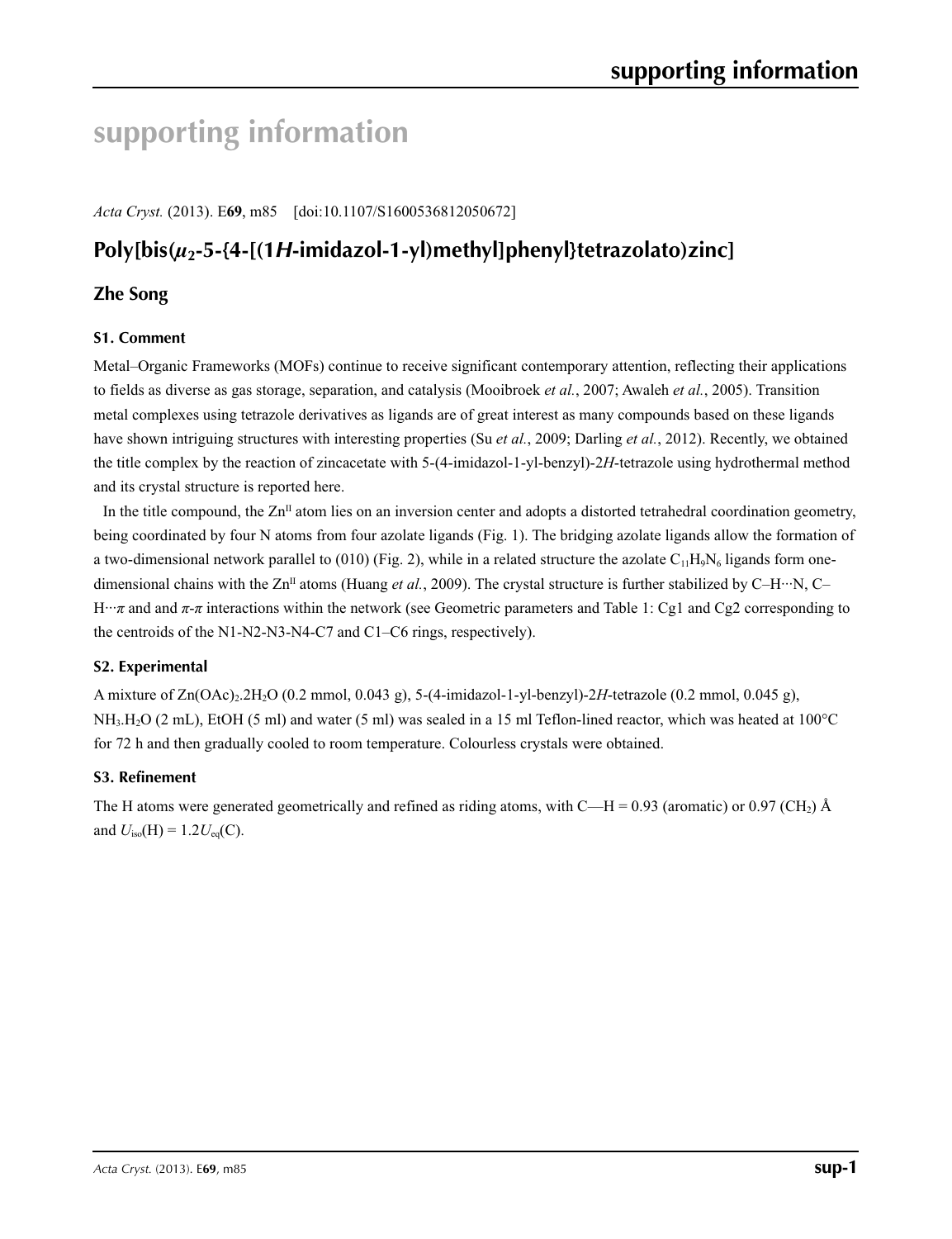# supporting information

*Acta Cryst.* (2013). E**69**, m85 [doi:10.1107/S1600536812050672]

## Poly[bis($\mu_2$-5-{4-[(1*H*-imidazol-1-yl)methyl]phenyl}tetrazolato)zinc]

### Zhe Song

#### S1. Comment

Metal–Organic Frameworks (MOFs) continue to receive significant contemporary attention, reflecting their applications to fields as diverse as gas storage, separation, and catalysis (Mooibroek *et al.*, 2007; Awaleh *et al.*, 2005). Transition metal complexes using tetrazole derivatives as ligands are of great interest as many compounds based on these ligands have shown intriguing structures with interesting properties (Su *et al.*, 2009; Darling *et al.*, 2012). Recently, we obtained the title complex by the reaction of zincacetate with 5-(4-imidazol-1-yl-benzyl)-2*H*-tetrazole using hydrothermal method and its crystal structure is reported here.

In the title compound, the $Zn^{II}$ atom lies on an inversion center and adopts a distorted tetrahedral coordination geometry, being coordinated by four N atoms from four azolate ligands (Fig. 1). The bridging azolate ligands allow the formation of a two-dimensional network parallel to (010) (Fig. 2), while in a related structure the azolate $C_{11}H_9N_6$ ligands form one-dimensional chains with the $Zn^{II}$ atoms (Huang *et al.*, 2009). The crystal structure is further stabilized by C–H···N, C–H···$\pi$ and and $\pi$-$\pi$ interactions within the network (see Geometric parameters and Table 1: Cg1 and Cg2 corresponding to the centroids of the N1-N2-N3-N4-C7 and C1–C6 rings, respectively).

#### S2. Experimental

A mixture of $Zn(OAc)_2.2H_2O$ (0.2 mmol, 0.043 g), 5-(4-imidazol-1-yl-benzyl)-2*H*-tetrazole (0.2 mmol, 0.045 g), $NH_3.H_2O$ (2 mL), EtOH (5 ml) and water (5 ml) was sealed in a 15 ml Teflon-lined reactor, which was heated at 100°C for 72 h and then gradually cooled to room temperature. Colourless crystals were obtained.

#### S3. Refinement

The H atoms were generated geometrically and refined as riding atoms, with C—H = 0.93 (aromatic) or 0.97 ($CH_2$) Å and $U_{iso}(H) = 1.2U_{eq}(C)$.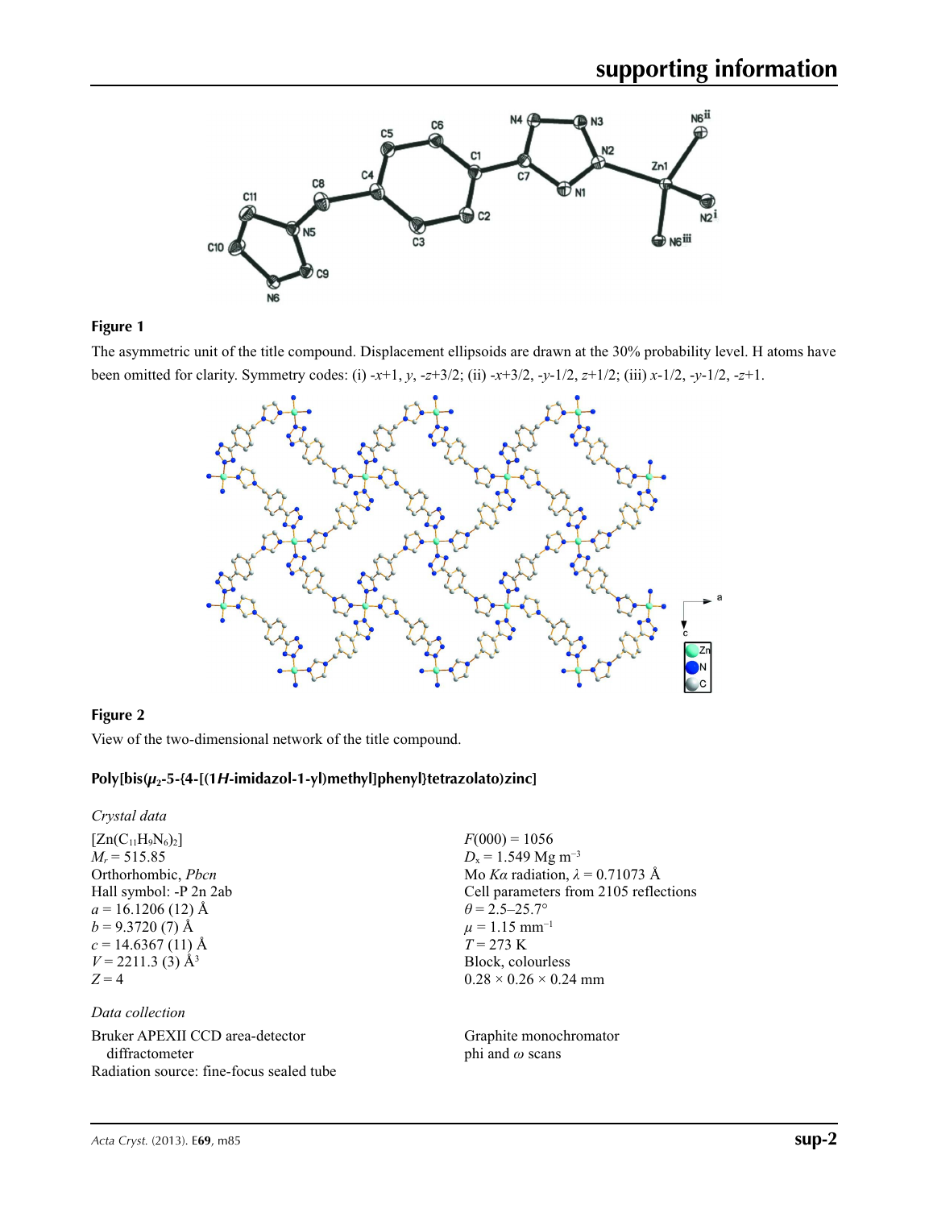**Figure 1**

The asymmetric unit of the title compound. Displacement ellipsoids are drawn at the 30% probability level. H atoms have been omitted for clarity. Symmetry codes: (i) -*x*+1, *y*, -*z*+3/2; (ii) -*x*+3/2, -*y*-1/2, *z*+1/2; (iii) *x*-1/2, -*y*-1/2, -*z*+1.

**Figure 2**

View of the two-dimensional network of the title compound.

## Poly[bis($\mu_2$-5-{4-[(1*H*-imidazol-1-yl)methyl]phenyl}tetrazolato)zinc]

### *Crystal data*

$[Zn(C_{11}H_9N_6)_2]$
$M_r$ = 515.85
Orthorhombic, *Pbcn*
Hall symbol: -P 2n 2ab
*a* = 16.1206 (12) Å
*b* = 9.3720 (7) Å
*c* = 14.6367 (11) Å
*V* = 2211.3 (3) Å$^3$
*Z* = 4
*F*(000) = 1056
$D_x$ = 1.549 Mg m$^{-3}$
Mo *Kα* radiation, *λ* = 0.71073 Å
Cell parameters from 2105 reflections
*θ* = 2.5–25.7°
*μ* = 1.15 mm$^{-1}$
*T* = 273 K
Block, colourless
0.28 × 0.26 × 0.24 mm

### *Data collection*

Bruker APEXII CCD area-detector diffractometer
Radiation source: fine-focus sealed tube
Graphite monochromator
phi and *ω* scans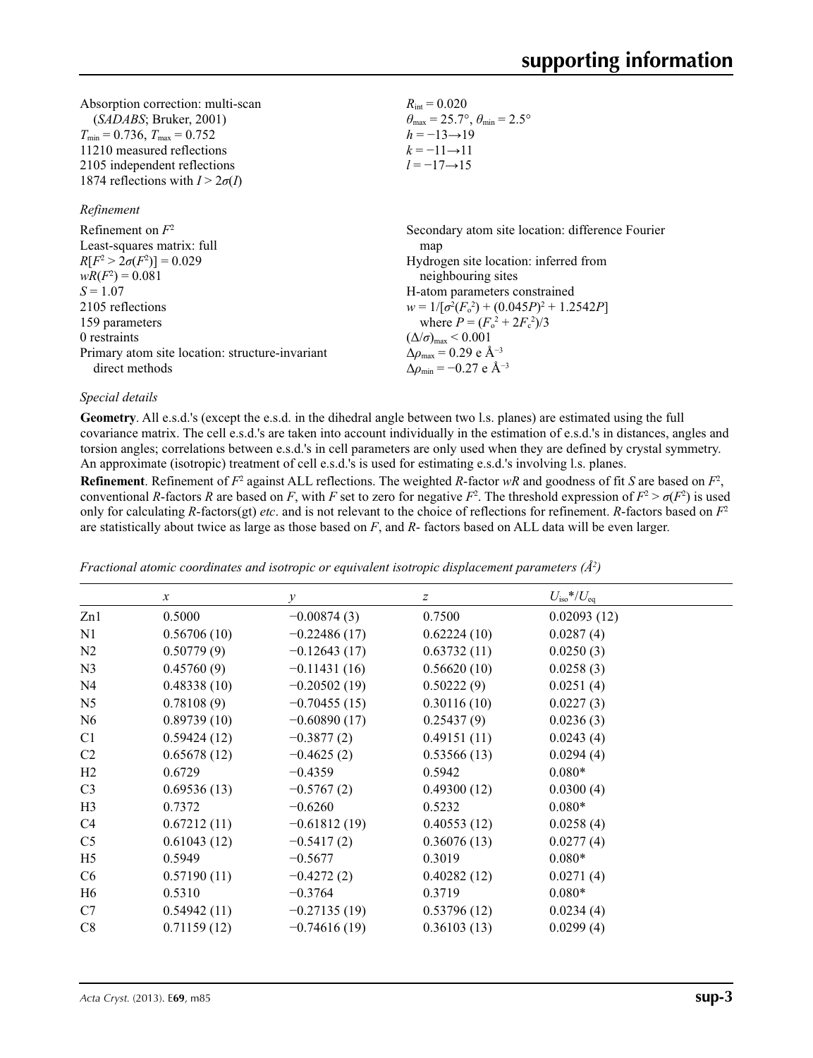Absorption correction: multi-scan (*SADABS*; Bruker, 2001)
$T_{min} = 0.736$, $T_{max} = 0.752$
11210 measured reflections
2105 independent reflections
1874 reflections with $I > 2\sigma(I)$

$R_{int} = 0.020$
$\theta_{max} = 25.7°$, $\theta_{min} = 2.5°$
$h = -13 \rightarrow 19$
$k = -11 \rightarrow 11$
$l = -17 \rightarrow 15$

*Refinement*

Refinement on $F^2$
Least-squares matrix: full
$R[F^2 > 2\sigma(F^2)] = 0.029$
$wR(F^2) = 0.081$
$S = 1.07$
2105 reflections
159 parameters
0 restraints
Primary atom site location: structure-invariant direct methods

Secondary atom site location: difference Fourier map
Hydrogen site location: inferred from neighbouring sites
H-atom parameters constrained
$w = 1/[\sigma^2(F_o^2) + (0.045P)^2 + 1.2542P]$ where $P = (F_o^2 + 2F_c^2)/3$
$(\Delta/\sigma)_{max} < 0.001$
$\Delta\rho_{max} = 0.29$ e Å$^{-3}$
$\Delta\rho_{min} = -0.27$ e Å$^{-3}$

*Special details*

**Geometry**. All e.s.d.'s (except the e.s.d. in the dihedral angle between two l.s. planes) are estimated using the full covariance matrix. The cell e.s.d.'s are taken into account individually in the estimation of e.s.d.'s in distances, angles and torsion angles; correlations between e.s.d.'s in cell parameters are only used when they are defined by crystal symmetry. An approximate (isotropic) treatment of cell e.s.d.'s is used for estimating e.s.d.'s involving l.s. planes.

**Refinement**. Refinement of $F^2$ against ALL reflections. The weighted *R*-factor *wR* and goodness of fit *S* are based on $F^2$, conventional *R*-factors *R* are based on *F*, with *F* set to zero for negative $F^2$. The threshold expression of $F^2 > \sigma(F^2)$ is used only for calculating *R*-factors(gt) *etc*. and is not relevant to the choice of reflections for refinement. *R*-factors based on $F^2$ are statistically about twice as large as those based on *F*, and *R*- factors based on ALL data will be even larger.

*Fractional atomic coordinates and isotropic or equivalent isotropic displacement parameters (Å$^2$)*

| | *x* | *y* | *z* | $U_{iso}$*/$U_{eq}$ |
|---|---|---|---|---|
| Zn1 | 0.5000 | −0.00874 (3) | 0.7500 | 0.02093 (12) |
| N1 | 0.56706 (10) | −0.22486 (17) | 0.62224 (10) | 0.0287 (4) |
| N2 | 0.50779 (9) | −0.12643 (17) | 0.63732 (11) | 0.0250 (3) |
| N3 | 0.45760 (9) | −0.11431 (16) | 0.56620 (10) | 0.0258 (3) |
| N4 | 0.48338 (10) | −0.20502 (19) | 0.50222 (9) | 0.0251 (4) |
| N5 | 0.78108 (9) | −0.70455 (15) | 0.30116 (10) | 0.0227 (3) |
| N6 | 0.89739 (10) | −0.60890 (17) | 0.25437 (9) | 0.0236 (3) |
| C1 | 0.59424 (12) | −0.3877 (2) | 0.49151 (11) | 0.0243 (4) |
| C2 | 0.65678 (12) | −0.4625 (2) | 0.53566 (13) | 0.0294 (4) |
| H2 | 0.6729 | −0.4359 | 0.5942 | 0.080* |
| C3 | 0.69536 (13) | −0.5767 (2) | 0.49300 (12) | 0.0300 (4) |
| H3 | 0.7372 | −0.6260 | 0.5232 | 0.080* |
| C4 | 0.67212 (11) | −0.61812 (19) | 0.40553 (12) | 0.0258 (4) |
| C5 | 0.61043 (12) | −0.5417 (2) | 0.36076 (13) | 0.0277 (4) |
| H5 | 0.5949 | −0.5677 | 0.3019 | 0.080* |
| C6 | 0.57190 (11) | −0.4272 (2) | 0.40282 (12) | 0.0271 (4) |
| H6 | 0.5310 | −0.3764 | 0.3719 | 0.080* |
| C7 | 0.54942 (11) | −0.27135 (19) | 0.53796 (12) | 0.0234 (4) |
| C8 | 0.71159 (12) | −0.74616 (19) | 0.36103 (13) | 0.0299 (4) |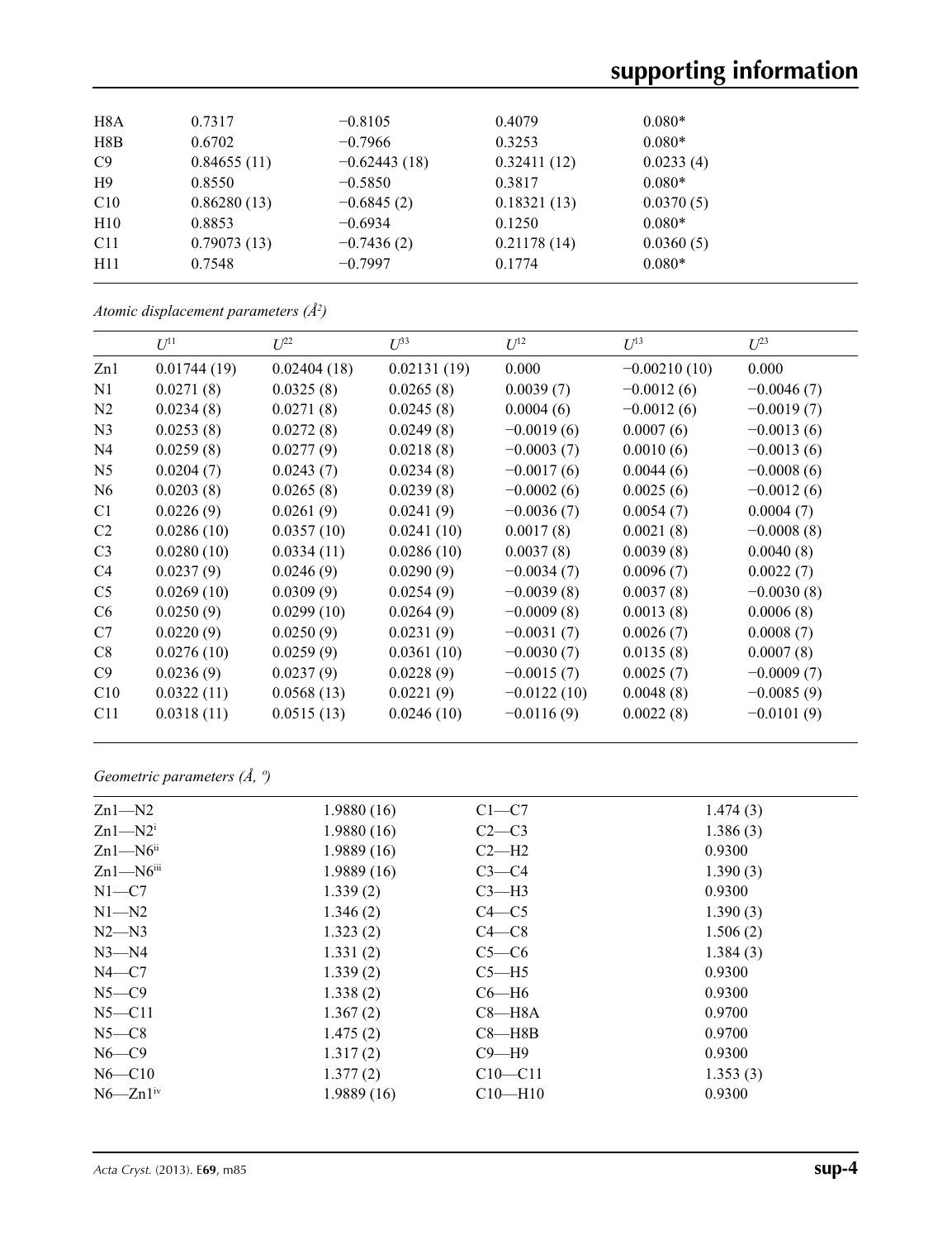| | | | | |
|---|---|---|---|---|
| H8A | 0.7317 | −0.8105 | 0.4079 | 0.080* |
| H8B | 0.6702 | −0.7966 | 0.3253 | 0.080* |
| C9 | 0.84655 (11) | −0.62443 (18) | 0.32411 (12) | 0.0233 (4) |
| H9 | 0.8550 | −0.5850 | 0.3817 | 0.080* |
| C10 | 0.86280 (13) | −0.6845 (2) | 0.18321 (13) | 0.0370 (5) |
| H10 | 0.8853 | −0.6934 | 0.1250 | 0.080* |
| C11 | 0.79073 (13) | −0.7436 (2) | 0.21178 (14) | 0.0360 (5) |
| H11 | 0.7548 | −0.7997 | 0.1774 | 0.080* |

*Atomic displacement parameters (Å$^2$)*

| | $U^{11}$ | $U^{22}$ | $U^{33}$ | $U^{12}$ | $U^{13}$ | $U^{23}$ |
|---|---|---|---|---|---|---|
| Zn1 | 0.01744 (19) | 0.02404 (18) | 0.02131 (19) | 0.000 | −0.00210 (10) | 0.000 |
| N1 | 0.0271 (8) | 0.0325 (8) | 0.0265 (8) | 0.0039 (7) | −0.0012 (6) | −0.0046 (7) |
| N2 | 0.0234 (8) | 0.0271 (8) | 0.0245 (8) | 0.0004 (6) | −0.0012 (6) | −0.0019 (7) |
| N3 | 0.0253 (8) | 0.0272 (8) | 0.0249 (8) | −0.0019 (6) | 0.0007 (6) | −0.0013 (6) |
| N4 | 0.0259 (8) | 0.0277 (9) | 0.0218 (8) | −0.0003 (7) | 0.0010 (6) | −0.0013 (6) |
| N5 | 0.0204 (7) | 0.0243 (7) | 0.0234 (8) | −0.0017 (6) | 0.0044 (6) | −0.0008 (6) |
| N6 | 0.0203 (8) | 0.0265 (8) | 0.0239 (8) | −0.0002 (6) | 0.0025 (6) | −0.0012 (6) |
| C1 | 0.0226 (9) | 0.0261 (9) | 0.0241 (9) | −0.0036 (7) | 0.0054 (7) | 0.0004 (7) |
| C2 | 0.0286 (10) | 0.0357 (10) | 0.0241 (10) | 0.0017 (8) | 0.0021 (8) | −0.0008 (8) |
| C3 | 0.0280 (10) | 0.0334 (11) | 0.0286 (10) | 0.0037 (8) | 0.0039 (8) | 0.0040 (8) |
| C4 | 0.0237 (9) | 0.0246 (9) | 0.0290 (9) | −0.0034 (7) | 0.0096 (7) | 0.0022 (7) |
| C5 | 0.0269 (10) | 0.0309 (9) | 0.0254 (9) | −0.0039 (8) | 0.0037 (8) | −0.0030 (8) |
| C6 | 0.0250 (9) | 0.0299 (10) | 0.0264 (9) | −0.0009 (8) | 0.0013 (8) | 0.0006 (8) |
| C7 | 0.0220 (9) | 0.0250 (9) | 0.0231 (9) | −0.0031 (7) | 0.0026 (7) | 0.0008 (7) |
| C8 | 0.0276 (10) | 0.0259 (9) | 0.0361 (10) | −0.0030 (7) | 0.0135 (8) | 0.0007 (8) |
| C9 | 0.0236 (9) | 0.0237 (9) | 0.0228 (9) | −0.0015 (7) | 0.0025 (7) | −0.0009 (7) |
| C10 | 0.0322 (11) | 0.0568 (13) | 0.0221 (9) | −0.0122 (10) | 0.0048 (8) | −0.0085 (9) |
| C11 | 0.0318 (11) | 0.0515 (13) | 0.0246 (10) | −0.0116 (9) | 0.0022 (8) | −0.0101 (9) |

*Geometric parameters (Å, º)*

| | | | |
|---|---|---|---|
| Zn1—N2 | 1.9880 (16) | C1—C7 | 1.474 (3) |
| Zn1—N2$^{i}$ | 1.9880 (16) | C2—C3 | 1.386 (3) |
| Zn1—N6$^{ii}$ | 1.9889 (16) | C2—H2 | 0.9300 |
| Zn1—N6$^{iii}$ | 1.9889 (16) | C3—C4 | 1.390 (3) |
| N1—C7 | 1.339 (2) | C3—H3 | 0.9300 |
| N1—N2 | 1.346 (2) | C4—C5 | 1.390 (3) |
| N2—N3 | 1.323 (2) | C4—C8 | 1.506 (2) |
| N3—N4 | 1.331 (2) | C5—C6 | 1.384 (3) |
| N4—C7 | 1.339 (2) | C5—H5 | 0.9300 |
| N5—C9 | 1.338 (2) | C6—H6 | 0.9300 |
| N5—C11 | 1.367 (2) | C8—H8A | 0.9700 |
| N5—C8 | 1.475 (2) | C8—H8B | 0.9700 |
| N6—C9 | 1.317 (2) | C9—H9 | 0.9300 |
| N6—C10 | 1.377 (2) | C10—C11 | 1.353 (3) |
| N6—Zn1$^{iv}$ | 1.9889 (16) | C10—H10 | 0.9300 |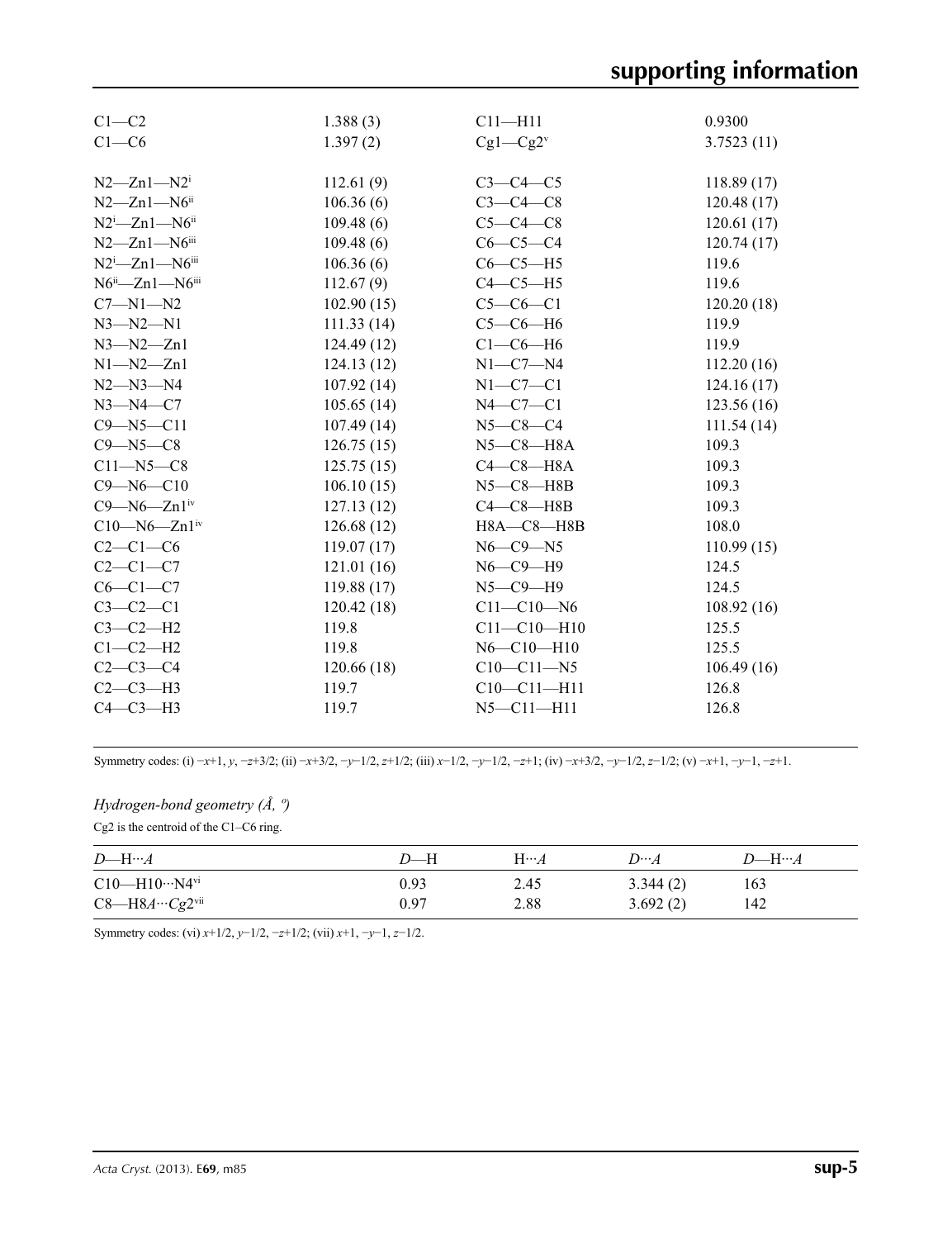| | | | |
|---|---|---|---|
| C1—C2 | 1.388 (3) | C11—H11 | 0.9300 |
| C1—C6 | 1.397 (2) | Cg1—Cg2$^{v}$ | 3.7523 (11) |
| | | | |
| N2—Zn1—N2$^{i}$ | 112.61 (9) | C3—C4—C5 | 118.89 (17) |
| N2—Zn1—N6$^{ii}$ | 106.36 (6) | C3—C4—C8 | 120.48 (17) |
| N2$^{i}$—Zn1—N6$^{ii}$ | 109.48 (6) | C5—C4—C8 | 120.61 (17) |
| N2—Zn1—N6$^{iii}$ | 109.48 (6) | C6—C5—C4 | 120.74 (17) |
| N2$^{i}$—Zn1—N6$^{iii}$ | 106.36 (6) | C6—C5—H5 | 119.6 |
| N6$^{ii}$—Zn1—N6$^{iii}$ | 112.67 (9) | C4—C5—H5 | 119.6 |
| C7—N1—N2 | 102.90 (15) | C5—C6—C1 | 120.20 (18) |
| N3—N2—N1 | 111.33 (14) | C5—C6—H6 | 119.9 |
| N3—N2—Zn1 | 124.49 (12) | C1—C6—H6 | 119.9 |
| N1—N2—Zn1 | 124.13 (12) | N1—C7—N4 | 112.20 (16) |
| N2—N3—N4 | 107.92 (14) | N1—C7—C1 | 124.16 (17) |
| N3—N4—C7 | 105.65 (14) | N4—C7—C1 | 123.56 (16) |
| C9—N5—C11 | 107.49 (14) | N5—C8—C4 | 111.54 (14) |
| C9—N5—C8 | 126.75 (15) | N5—C8—H8A | 109.3 |
| C11—N5—C8 | 125.75 (15) | C4—C8—H8A | 109.3 |
| C9—N6—C10 | 106.10 (15) | N5—C8—H8B | 109.3 |
| C9—N6—Zn1$^{iv}$ | 127.13 (12) | C4—C8—H8B | 109.3 |
| C10—N6—Zn1$^{iv}$ | 126.68 (12) | H8A—C8—H8B | 108.0 |
| C2—C1—C6 | 119.07 (17) | N6—C9—N5 | 110.99 (15) |
| C2—C1—C7 | 121.01 (16) | N6—C9—H9 | 124.5 |
| C6—C1—C7 | 119.88 (17) | N5—C9—H9 | 124.5 |
| C3—C2—C1 | 120.42 (18) | C11—C10—N6 | 108.92 (16) |
| C3—C2—H2 | 119.8 | C11—C10—H10 | 125.5 |
| C1—C2—H2 | 119.8 | N6—C10—H10 | 125.5 |
| C2—C3—C4 | 120.66 (18) | C10—C11—N5 | 106.49 (16) |
| C2—C3—H3 | 119.7 | C10—C11—H11 | 126.8 |
| C4—C3—H3 | 119.7 | N5—C11—H11 | 126.8 |

Symmetry codes: (i) −x+1, y, −z+3/2; (ii) −x+3/2, −y−1/2, z+1/2; (iii) x−1/2, −y−1/2, −z+1; (iv) −x+3/2, −y−1/2, z−1/2; (v) −x+1, −y−1, −z+1.

### *Hydrogen-bond geometry (Å, º)*

Cg2 is the centroid of the C1–C6 ring.

| *D*—H···*A* | *D*—H | H···*A* | *D*···*A* | *D*—H···*A* |
|---|---|---|---|---|
| C10—H10···N4$^{vi}$ | 0.93 | 2.45 | 3.344 (2) | 163 |
| C8—H8*A*···*Cg*2$^{vii}$ | 0.97 | 2.88 | 3.692 (2) | 142 |

Symmetry codes: (vi) x+1/2, y−1/2, −z+1/2; (vii) x+1, −y−1, z−1/2.